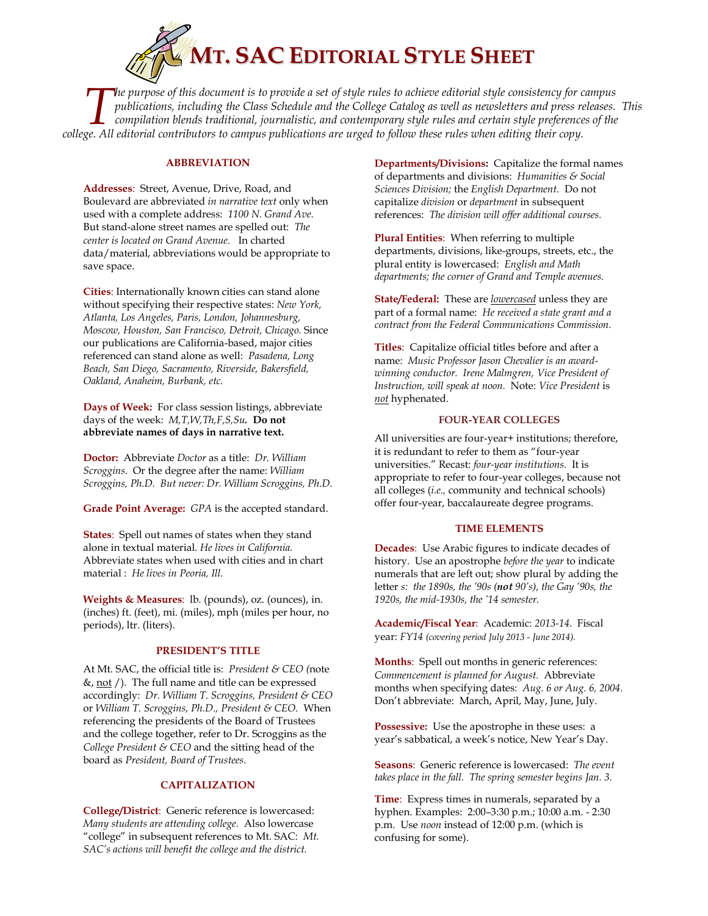# MT. SAC EDITORIAL STYLE SHEET

*The purpose of this document is to provide a set of style rules to achieve editorial style consistency for campus publications, including the Class Schedule and the College Catalog as well as newsletters and press releases. This compilation blends traditional, journalistic, and contemporary style rules and certain style preferences of the college. All editorial contributors to campus publications are urged to follow these rules when editing their copy.*

## ABBREVIATION

**Addresses**: Street, Avenue, Drive, Road, and Boulevard are abbreviated *in narrative text* only when used with a complete address: *1100 N. Grand Ave.* But stand-alone street names are spelled out: *The center is located on Grand Avenue.* In charted data/material, abbreviations would be appropriate to save space.

**Cities**: Internationally known cities can stand alone without specifying their respective states: *New York, Atlanta, Los Angeles, Paris, London, Johannesburg, Moscow, Houston, San Francisco, Detroit, Chicago.* Since our publications are California-based, major cities referenced can stand alone as well: *Pasadena, Long Beach, San Diego, Sacramento, Riverside, Bakersfield, Oakland, Anaheim, Burbank, etc.*

**Days of Week:** For class session listings, abbreviate days of the week: *M,T,W,Th,F,S,Su***. Do not abbreviate names of days in narrative text.**

**Doctor:** Abbreviate *Doctor* as a title: *Dr. William Scroggins*. Or the degree after the name: *William Scroggins, Ph.D. But never: Dr. William Scroggins, Ph.D.*

**Grade Point Average:** *GPA* is the accepted standard.

**States**: Spell out names of states when they stand alone in textual material. *He lives in California.* Abbreviate states when used with cities and in chart material : *He lives in Peoria, Ill.*

**Weights & Measures**: lb. (pounds), oz. (ounces), in. (inches) ft. (feet), mi. (miles), mph (miles per hour, no periods), ltr. (liters).

## PRESIDENT'S TITLE

At Mt. SAC, the official title is: *President & CEO (*note &, not /). The full name and title can be expressed accordingly: *Dr. William T. Scroggins, President & CEO* or *William T. Scroggins, Ph.D., President & CEO.* When referencing the presidents of the Board of Trustees and the college together, refer to Dr. Scroggins as the *College President & CEO* and the sitting head of the board as *President, Board of Trustees*.

## CAPITALIZATION

**College/District**: Generic reference is lowercased: *Many students are attending college.* Also lowercase "college" in subsequent references to Mt. SAC: *Mt. SAC's actions will benefit the college and the district.*

**Departments/Divisions:** Capitalize the formal names of departments and divisions: *Humanities & Social Sciences Division;* the *English Department.* Do not capitalize *division* or *department* in subsequent references: *The division will offer additional courses.*

**Plural Entities**: When referring to multiple departments, divisions, like-groups, streets, etc., the plural entity is lowercased: *English and Math departments; the corner of Grand and Temple avenues.*

**State/Federal:** These are *lowercased* unless they are part of a formal name: *He received a state grant and a contract from the Federal Communications Commission.*

**Titles**: Capitalize official titles before and after a name: *Music Professor Jason Chevalier is an award-winning conductor. Irene Malmgren, Vice President of Instruction, will speak at noon.* Note: *Vice President* is *not* hyphenated.

## FOUR-YEAR COLLEGES

All universities are four-year+ institutions; therefore, it is redundant to refer to them as "four-year universities." Recast: *four-year institutions.* It is appropriate to refer to four-year colleges, because not all colleges (*i.e.,* community and technical schools) offer four-year, baccalaureate degree programs.

## TIME ELEMENTS

**Decades**: Use Arabic figures to indicate decades of history. Use an apostrophe *before the year* to indicate numerals that are left out; show plural by adding the letter *s: the 1890s, the '90s (**not** 90's), the Gay '90s, the 1920s, the mid-1930s, the '14 semester.*

**Academic/Fiscal Year**: Academic: *2013-14.* Fiscal year: *FY14 (covering period July 2013 - June 2014).*

**Months**: Spell out months in generic references: *Commencement is planned for August.* Abbreviate months when specifying dates: *Aug. 6 or Aug. 6, 2004*. Don't abbreviate: March, April, May, June, July.

**Possessive:** Use the apostrophe in these uses: a year's sabbatical, a week's notice, New Year's Day.

**Seasons**: Generic reference is lowercased: *The event takes place in the fall. The spring semester begins Jan. 3.*

**Time**: Express times in numerals, separated by a hyphen. Examples: 2:00–3:30 p.m.; 10:00 a.m. - 2:30 p.m. Use *noon* instead of 12:00 p.m. (which is confusing for some).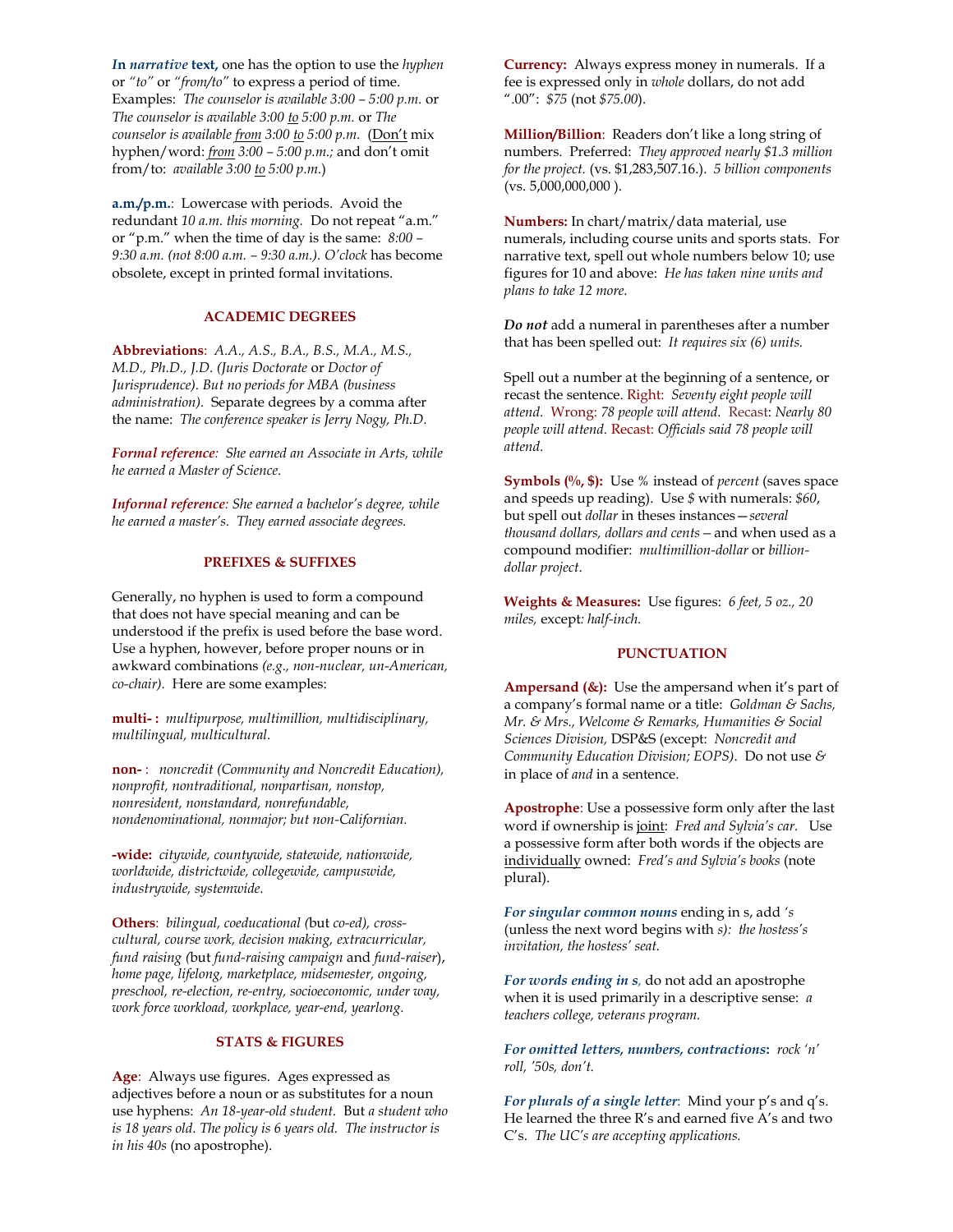***In narrative* text,** one has the option to use the *hyphen* or *"to"* or *"from/to"* to express a period of time. Examples: *The counselor is available 3:00 – 5:00 p.m.* or *The counselor is available 3:00 <u>to</u> 5:00 p.m.* or *The counselor is available <u>from</u> 3:00 <u>to</u> 5:00 p.m.* (<u>Don't</u> mix hyphen/word: *<u>from</u> 3:00 – 5:00 p.m.;* and don't omit from/to: *available 3:00 <u>to</u> 5:00 p.m.*)

**a.m./p.m.**: Lowercase with periods. Avoid the redundant *10 a.m. this morning.* Do not repeat "a.m." or "p.m." when the time of day is the same: *8:00 – 9:30 a.m. (not 8:00 a.m. – 9:30 a.m.). O'clock* has become obsolete, except in printed formal invitations.

## ACADEMIC DEGREES

**Abbreviations**: *A.A., A.S., B.A., B.S., M.A., M.S., M.D., Ph.D., J.D. (Juris Doctorate* or *Doctor of Jurisprudence). But no periods for MBA (business administration).* Separate degrees by a comma after the name: *The conference speaker is Jerry Nogy, Ph.D.*

***Formal reference**: She earned an Associate in Arts, while he earned a Master of Science.*

***Informal reference**: She earned a bachelor's degree, while he earned a master's. They earned associate degrees.*

## PREFIXES & SUFFIXES

Generally, no hyphen is used to form a compound that does not have special meaning and can be understood if the prefix is used before the base word. Use a hyphen, however, before proper nouns or in awkward combinations *(e.g., non-nuclear, un-American, co-chair).* Here are some examples:

**multi- :** *multipurpose, multimillion, multidisciplinary, multilingual, multicultural.*

**non- :** *noncredit (Community and Noncredit Education), nonprofit, nontraditional, nonpartisan, nonstop, nonresident, nonstandard, nonrefundable, nondenominational, nonmajor; but non-Californian.*

**-wide:** *citywide, countywide, statewide, nationwide, worldwide, districtwide, collegewide, campuswide, industrywide, systemwide.*

**Others**: *bilingual, coeducational (*but *co-ed), cross-cultural, course work, decision making, extracurricular, fund raising (*but *fund-raising campaign* and *fund-raiser*), *home page, lifelong, marketplace, midsemester, ongoing, preschool, re-election, re-entry, socioeconomic, under way, work force workload, workplace, year-end, yearlong.*

## STATS & FIGURES

**Age**: Always use figures. Ages expressed as adjectives before a noun or as substitutes for a noun use hyphens: *An 18-year-old student.* But *a student who is 18 years old. The policy is 6 years old. The instructor is in his 40s* (no apostrophe).

**Currency:** Always express money in numerals. If a fee is expressed only in *whole* dollars, do not add ".00": *$75* (not *$75.00*).

**Million/Billion**: Readers don't like a long string of numbers. Preferred: *They approved nearly $1.3 million for the project.* (vs. $1,283,507.16.). *5 billion components* (vs. 5,000,000,000 ).

**Numbers:** In chart/matrix/data material, use numerals, including course units and sports stats. For narrative text, spell out whole numbers below 10; use figures for 10 and above: *He has taken nine units and plans to take 12 more.*

***Do not*** add a numeral in parentheses after a number that has been spelled out: *It requires six (6) units.*

Spell out a number at the beginning of a sentence, or recast the sentence. Right: *Seventy eight people will attend.* Wrong: *78 people will attend.* Recast: *Nearly 80 people will attend.* Recast: *Officials said 78 people will attend.*

**Symbols (%, $):** Use *%* instead of *percent* (saves space and speeds up reading). Use *$* with numerals: *$60*, but spell out *dollar* in theses instances—*several thousand dollars, dollars and cents*—and when used as a compound modifier: *multimillion-dollar* or *billion-dollar project*.

**Weights & Measures:** Use figures: *6 feet, 5 oz., 20 miles,* except*: half-inch.*

## PUNCTUATION

**Ampersand (&):** Use the ampersand when it's part of a company's formal name or a title: *Goldman & Sachs, Mr. & Mrs., Welcome & Remarks, Humanities & Social Sciences Division,* DSP&S (except: *Noncredit and Community Education Division; EOPS)*. Do not use *&* in place of *and* in a sentence.

**Apostrophe**: Use a possessive form only after the last word if ownership is <u>joint</u>: *Fred and Sylvia's car.* Use a possessive form after both words if the objects are <u>individually</u> owned: *Fred's and Sylvia's books* (note plural).

***For singular common nouns*** ending in s, add *'s* (unless the next word begins with *s): the hostess's invitation, the hostess' seat.*

***For words ending in s,*** do not add an apostrophe when it is used primarily in a descriptive sense: *a teachers college, veterans program.*

***For omitted letters, numbers, contractions*:** *rock 'n' roll, '50s, don't.*

***For plurals of a single letter***: Mind your p's and q's. He learned the three R's and earned five A's and two C's. *The UC's are accepting applications.*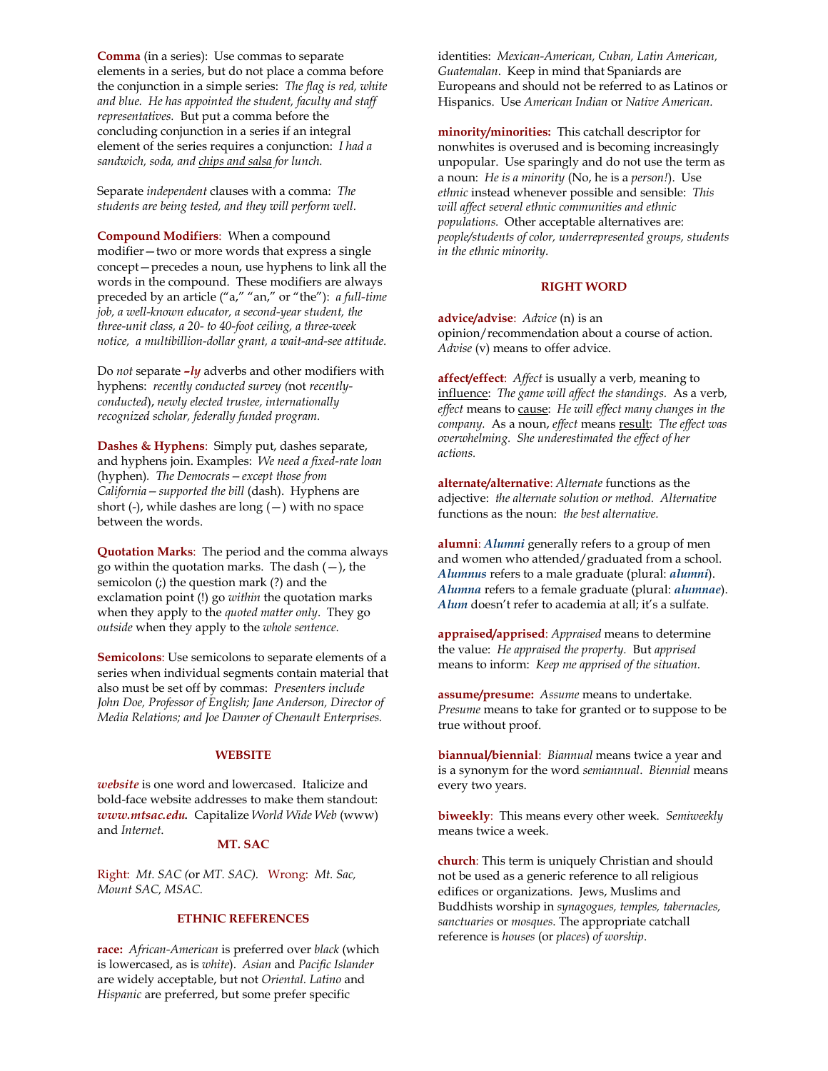**Comma** (in a series): Use commas to separate elements in a series, but do not place a comma before the conjunction in a simple series: *The flag is red, white and blue. He has appointed the student, faculty and staff representatives.* But put a comma before the concluding conjunction in a series if an integral element of the series requires a conjunction: *I had a sandwich, soda, and chips and salsa for lunch.*

Separate *independent* clauses with a comma: *The students are being tested, and they will perform well.*

**Compound Modifiers**: When a compound modifier—two or more words that express a single concept—precedes a noun, use hyphens to link all the words in the compound. These modifiers are always preceded by an article ("a," "an," or "the"): *a full-time job, a well-known educator, a second-year student, the three-unit class, a 20- to 40-foot ceiling, a three-week notice, a multibillion-dollar grant, a wait-and-see attitude.*

Do *not* separate ***–ly*** adverbs and other modifiers with hyphens: *recently conducted survey* (not *recently-conducted*), *newly elected trustee, internationally recognized scholar, federally funded program.*

**Dashes & Hyphens**: Simply put, dashes separate, and hyphens join. Examples: *We need a fixed-rate loan* (hyphen). *The Democrats—except those from California—supported the bill* (dash). Hyphens are short (-), while dashes are long (—) with no space between the words.

**Quotation Marks**: The period and the comma always go within the quotation marks. The dash (—), the semicolon (;) the question mark (?) and the exclamation point (!) go *within* the quotation marks when they apply to the *quoted matter only*. They go *outside* when they apply to the *whole sentence.*

**Semicolons**: Use semicolons to separate elements of a series when individual segments contain material that also must be set off by commas: *Presenters include John Doe, Professor of English; Jane Anderson, Director of Media Relations; and Joe Danner of Chenault Enterprises.*

## WEBSITE

***website*** is one word and lowercased. Italicize and bold-face website addresses to make them standout: ***www.mtsac.edu.*** Capitalize *World Wide Web* (www) and *Internet.*

## MT. SAC

Right: *Mt. SAC (*or *MT. SAC).* Wrong: *Mt. Sac, Mount SAC, MSAC.*

## ETHNIC REFERENCES

**race:** *African-American* is preferred over *black* (which is lowercased, as is *white*). *Asian* and *Pacific Islander* are widely acceptable, but not *Oriental. Latino* and *Hispanic* are preferred, but some prefer specific identities: *Mexican-American, Cuban, Latin American, Guatemalan*. Keep in mind that Spaniards are Europeans and should not be referred to as Latinos or Hispanics. Use *American Indian* or *Native American.*

**minority/minorities:** This catchall descriptor for nonwhites is overused and is becoming increasingly unpopular. Use sparingly and do not use the term as a noun: *He is a minority* (No, he is a *person!*). Use *ethnic* instead whenever possible and sensible: *This will affect several ethnic communities and ethnic populations.* Other acceptable alternatives are: *people/students of color, underrepresented groups, students in the ethnic minority.*

## RIGHT WORD

**advice/advise**: *Advice* (n) is an opinion/recommendation about a course of action. *Advise* (v) means to offer advice.

**affect/effect**: *Affect* is usually a verb, meaning to influence: *The game will affect the standings.* As a verb, *effect* means to cause: *He will effect many changes in the company.* As a noun, *effect* means result: *The effect was overwhelming. She underestimated the effect of her actions.*

**alternate/alternative**: *Alternate* functions as the adjective: *the alternate solution or method. Alternative* functions as the noun: *the best alternative.*

**alumni**: ***Alumni*** generally refers to a group of men and women who attended/graduated from a school. ***Alumnus*** refers to a male graduate (plural: ***alumni***). ***Alumna*** refers to a female graduate (plural: ***alumnae***). ***Alum*** doesn't refer to academia at all; it's a sulfate.

**appraised/apprised**: *Appraised* means to determine the value: *He appraised the property.* But *apprised* means to inform: *Keep me apprised of the situation.*

**assume/presume:** *Assume* means to undertake. *Presume* means to take for granted or to suppose to be true without proof.

**biannual/biennial**: *Biannual* means twice a year and is a synonym for the word *semiannual*. *Biennial* means every two years.

**biweekly**: This means every other week. *Semiweekly* means twice a week.

**church**: This term is uniquely Christian and should not be used as a generic reference to all religious edifices or organizations. Jews, Muslims and Buddhists worship in *synagogues, temples, tabernacles, sanctuaries* or *mosques*. The appropriate catchall reference is *houses* (or *places*) *of worship*.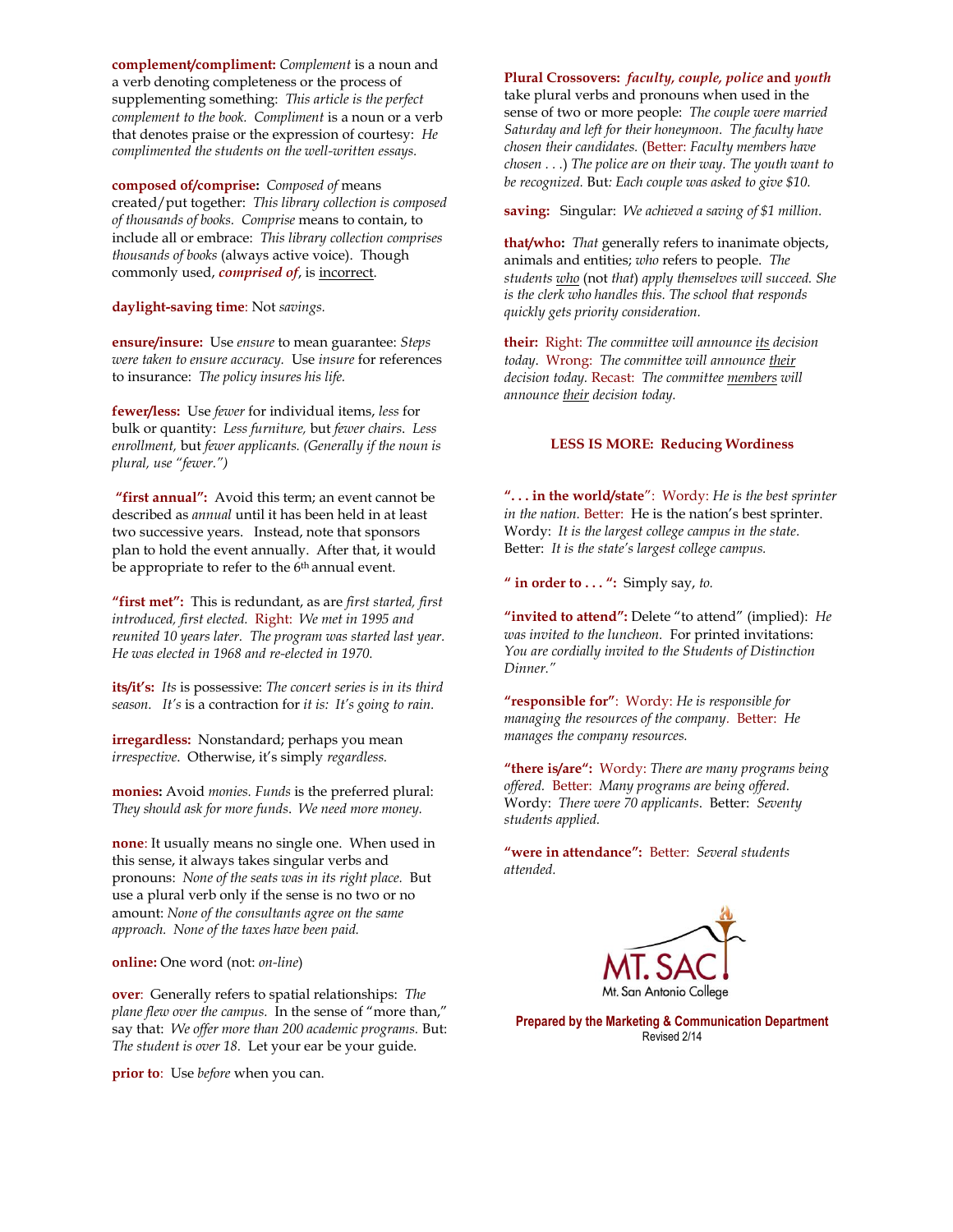**complement/compliment:** *Complement* is a noun and a verb denoting completeness or the process of supplementing something: *This article is the perfect complement to the book. Compliment* is a noun or a verb that denotes praise or the expression of courtesy: *He complimented the students on the well-written essays.*

**composed of/comprise:** *Composed of* means created/put together: *This library collection is composed of thousands of books. Comprise* means to contain, to include all or embrace: *This library collection comprises thousands of books* (always active voice). Though commonly used, ***comprised of,*** is incorrect.

**daylight-saving time**: Not *savings.*

**ensure/insure:** Use *ensure* to mean guarantee: *Steps were taken to ensure accuracy.* Use *insure* for references to insurance: *The policy insures his life.*

**fewer/less:** Use *fewer* for individual items, *less* for bulk or quantity: *Less furniture,* but *fewer chairs. Less enrollment,* but *fewer applicants. (Generally if the noun is plural, use "fewer.")*

**"first annual":** Avoid this term; an event cannot be described as *annual* until it has been held in at least two successive years. Instead, note that sponsors plan to hold the event annually. After that, it would be appropriate to refer to the 6th annual event.

**"first met":** This is redundant, as are *first started, first introduced, first elected.* Right: *We met in 1995 and reunited 10 years later. The program was started last year. He was elected in 1968 and re-elected in 1970.*

**its/it's:** *Its* is possessive: *The concert series is in its third season. It's* is a contraction for *it is: It's going to rain.*

**irregardless:** Nonstandard; perhaps you mean *irrespective*. Otherwise, it's simply *regardless.*

**monies:** Avoid *monies. Funds* is the preferred plural: *They should ask for more funds. We need more money.*

**none**: It usually means no single one. When used in this sense, it always takes singular verbs and pronouns: *None of the seats was in its right place.* But use a plural verb only if the sense is no two or no amount: *None of the consultants agree on the same approach. None of the taxes have been paid.*

**online:** One word (not: *on-line*)

**over**: Generally refers to spatial relationships: *The plane flew over the campus.* In the sense of "more than," say that: *We offer more than 200 academic programs.* But: *The student is over 18.* Let your ear be your guide.

**prior to**: Use *before* when you can.

**Plural Crossovers: *faculty, couple, police* and *youth*** take plural verbs and pronouns when used in the sense of two or more people: *The couple were married Saturday and left for their honeymoon. The faculty have chosen their candidates.* (Better: *Faculty members have chosen . . .*) *The police are on their way. The youth want to be recognized.* But*: Each couple was asked to give $10.*

**saving:** Singular: *We achieved a saving of $1 million.*

**that/who:** *That* generally refers to inanimate objects, animals and entities; *who* refers to people. *The students who* (not *that*) *apply themselves will succeed. She is the clerk who handles this. The school that responds quickly gets priority consideration.*

**their:** Right: *The committee will announce its decision today.* Wrong: *The committee will announce their decision today.* Recast: *The committee members will announce their decision today.*

## LESS IS MORE: Reducing Wordiness

**". . . in the world/state"**: Wordy: *He is the best sprinter in the nation.* Better: He is the nation's best sprinter. Wordy: *It is the largest college campus in the state.* Better: *It is the state's largest college campus.*

**" in order to . . . ":** Simply say, *to.*

**"invited to attend":** Delete "to attend" (implied): *He was invited to the luncheon.* For printed invitations: *You are cordially invited to the Students of Distinction Dinner."*

**"responsible for"**: Wordy: *He is responsible for managing the resources of the company.* Better: *He manages the company resources.*

**"there is/are":** Wordy: *There are many programs being offered.* Better: *Many programs are being offered.* Wordy: *There were 70 applicants.* Better: *Seventy students applied.*

**"were in attendance":** Better: *Several students attended.*

MT. SAC
Mt. San Antonio College

**Prepared by the Marketing & Communication Department**
Revised 2/14